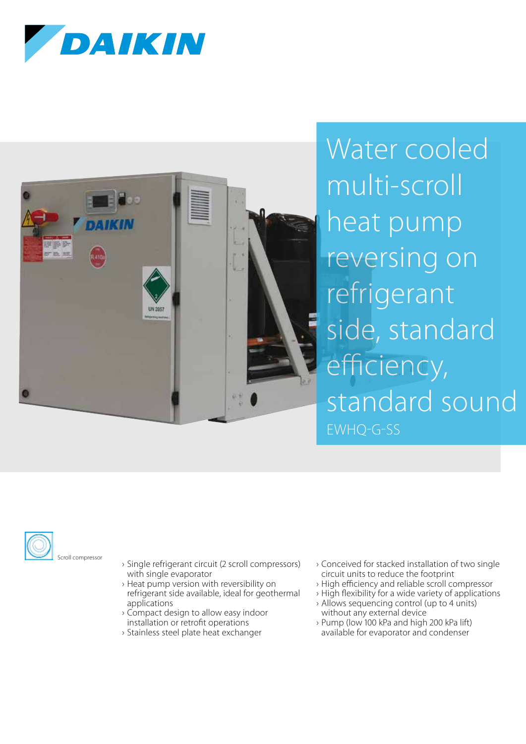# Water cooled multi-scroll heat pump reversing on refrigerant side, standard efficiency, standard sound

EWHQ-G-SS

Scroll compressor

- Single refrigerant circuit (2 scroll compressors) with single evaporator
- Heat pump version with reversibility on refrigerant side available, ideal for geothermal applications
- Compact design to allow easy indoor installation or retrofit operations
- Stainless steel plate heat exchanger
- Conceived for stacked installation of two single circuit units to reduce the footprint
- High efficiency and reliable scroll compressor
- High flexibility for a wide variety of applications
- Allows sequencing control (up to 4 units) without any external device
- Pump (low 100 kPa and high 200 kPa lift) available for evaporator and condenser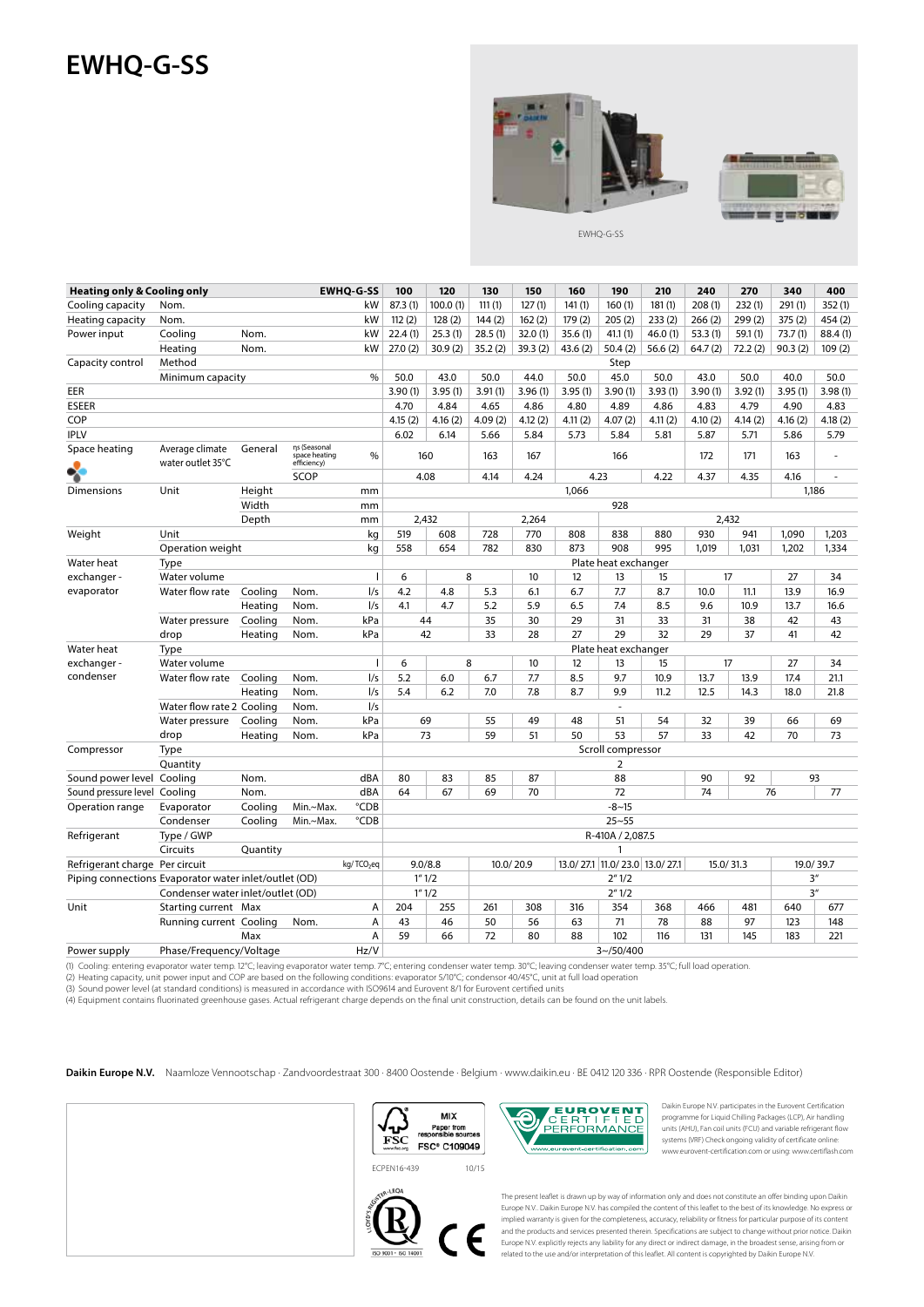# EWHQ-G-SS

| Heating only & Cooling only | | | | EWHQ-G-SS | 100 | 120 | 130 | 150 | 160 | 190 | 210 | 240 | 270 | 340 | 400 |
|---|---|---|---|---|---|---|---|---|---|---|---|---|---|---|---|
| Cooling capacity | Nom. | | | kW | 87.3 (1) | 100.0 (1) | 111 (1) | 127 (1) | 141 (1) | 160 (1) | 181 (1) | 208 (1) | 232 (1) | 291 (1) | 352 (1) |
| Heating capacity | Nom. | | | kW | 112 (2) | 128 (2) | 144 (2) | 162 (2) | 179 (2) | 205 (2) | 233 (2) | 266 (2) | 299 (2) | 375 (2) | 454 (2) |
| Power input | Cooling | Nom. | | kW | 22.4 (1) | 25.3 (1) | 28.5 (1) | 32.0 (1) | 35.6 (1) | 41.1 (1) | 46.0 (1) | 53.3 (1) | 59.1 (1) | 73.7 (1) | 88.4 (1) |
| | Heating | Nom. | | kW | 27.0 (2) | 30.9 (2) | 35.2 (2) | 39.3 (2) | 43.6 (2) | 50.4 (2) | 56.6 (2) | 64.7 (2) | 72.2 (2) | 90.3 (2) | 109 (2) |
| Capacity control | Method | | | | Step | | | | | | | | | | |
| | Minimum capacity | | | % | 50.0 | 43.0 | 50.0 | 44.0 | 50.0 | 45.0 | 50.0 | 43.0 | 50.0 | 40.0 | 50.0 |
| EER | | | | | 3.90 (1) | 3.95 (1) | 3.91 (1) | 3.96 (1) | 3.95 (1) | 3.90 (1) | 3.93 (1) | 3.90 (1) | 3.92 (1) | 3.95 (1) | 3.98 (1) |
| ESEER | | | | | 4.70 | 4.84 | 4.65 | 4.86 | 4.80 | 4.89 | 4.86 | 4.83 | 4.79 | 4.90 | 4.83 |
| COP | | | | | 4.15 (2) | 4.16 (2) | 4.09 (2) | 4.12 (2) | 4.11 (2) | 4.07 (2) | 4.11 (2) | 4.10 (2) | 4.14 (2) | 4.16 (2) | 4.18 (2) |
| IPLV | | | | | 6.02 | 6.14 | 5.66 | 5.84 | 5.73 | 5.84 | 5.81 | 5.87 | 5.71 | 5.86 | 5.79 |
| Space heating | Average climate water outlet 35°C | General | ηs (Seasonal space heating efficiency) | % | 160 | | 163 | 167 | 166 | | | 172 | 171 | 163 | - |
| | | | SCOP | | 4.08 | | 4.14 | 4.24 | 4.23 | | 4.22 | 4.37 | 4.35 | 4.16 | - |
| Dimensions | Unit | Height | | mm | 1,066 | | | | | | | | | 1,186 | |
| | | Width | | mm | 928 | | | | | | | | | | |
| | | Depth | | mm | 2,432 | | 2,264 | | | 2,432 | | | | | |
| Weight | Unit | | | kg | 519 | 608 | 728 | 770 | 808 | 838 | 880 | 930 | 941 | 1,090 | 1,203 |
| | Operation weight | | | kg | 558 | 654 | 782 | 830 | 873 | 908 | 995 | 1,019 | 1,031 | 1,202 | 1,334 |
| Water heat exchanger - evaporator | Type | | | | Plate heat exchanger | | | | | | | | | | |
| | Water volume | | | l | 6 | 8 | | 10 | 12 | 13 | 15 | 17 | | 27 | 34 |
| | Water flow rate | Cooling | Nom. | l/s | 4.2 | 4.8 | 5.3 | 6.1 | 6.7 | 7.7 | 8.7 | 10.0 | 11.1 | 13.9 | 16.9 |
| | | Heating | Nom. | l/s | 4.1 | 4.7 | 5.2 | 5.9 | 6.5 | 7.4 | 8.5 | 9.6 | 10.9 | 13.7 | 16.6 |
| | Water pressure drop | Cooling | Nom. | kPa | 44 | | 35 | 30 | 29 | 31 | 33 | 31 | 38 | 42 | 43 |
| | | Heating | Nom. | kPa | 42 | | 33 | 28 | 27 | 29 | 32 | 29 | 37 | 41 | 42 |
| Water heat exchanger - condenser | Type | | | | Plate heat exchanger | | | | | | | | | | |
| | Water volume | | | l | 6 | 8 | | 10 | 12 | 13 | 15 | 17 | | 27 | 34 |
| | Water flow rate | Cooling | Nom. | l/s | 5.2 | 6.0 | 6.7 | 7.7 | 8.5 | 9.7 | 10.9 | 13.7 | 13.9 | 17.4 | 21.1 |
| | | Heating | Nom. | l/s | 5.4 | 6.2 | 7.0 | 7.8 | 8.7 | 9.9 | 11.2 | 12.5 | 14.3 | 18.0 | 21.8 |
| | Water flow rate 2 | Cooling | Nom. | l/s | - | | | | | | | | | | |
| | Water pressure drop | Cooling | Nom. | kPa | 69 | | 55 | 49 | 48 | 51 | 54 | 32 | 39 | 66 | 69 |
| | | Heating | Nom. | kPa | 73 | | 59 | 51 | 50 | 53 | 57 | 33 | 42 | 70 | 73 |
| Compressor | Type | | | | Scroll compressor | | | | | | | | | | |
| | Quantity | | | | 2 | | | | | | | | | | |
| Sound power level | Cooling | Nom. | | dBA | 80 | 83 | 85 | 87 | 88 | | | 90 | 92 | 93 | |
| Sound pressure level | Cooling | Nom. | | dBA | 64 | 67 | 69 | 70 | 72 | | | 74 | 76 | | 77 |
| Operation range | Evaporator | Cooling | Min.~Max. | °CDB | -8~15 | | | | | | | | | | |
| | Condenser | Cooling | Min.~Max. | °CDB | 25~55 | | | | | | | | | | |
| Refrigerant | Type / GWP | | | | R-410A / 2,087.5 | | | | | | | | | | |
| | Circuits | Quantity | | | 1 | | | | | | | | | | |
| Refrigerant charge | Per circuit | | | kg/$TCO_2$eq | 9.0/8.8 | | 10.0/ 20.9 | | 13.0/ 27.1 | 11.0/ 23.0 | 13.0/ 27.1 | 15.0/ 31.3 | | 19.0/ 39.7 | |
| Piping connections | Evaporator water inlet/outlet (OD) | | | | 1" 1/2 | | 2" 1/2 | | | | | | | 3" | |
| | Condenser water inlet/outlet (OD) | | | | 1" 1/2 | | 2" 1/2 | | | | | | | 3" | |
| Unit | Starting current | Max | | A | 204 | 255 | 261 | 308 | 316 | 354 | 368 | 466 | 481 | 640 | 677 |
| | Running current | Cooling | Nom. | A | 43 | 46 | 50 | 56 | 63 | 71 | 78 | 88 | 97 | 123 | 148 |
| | | Max | | A | 59 | 66 | 72 | 80 | 88 | 102 | 116 | 131 | 145 | 183 | 221 |
| Power supply | Phase/Frequency/Voltage | | | Hz/V | 3~/50/400 | | | | | | | | | | |

(1) Cooling: entering evaporator water temp. 12°C; leaving evaporator water temp. 7°C; entering condenser water temp. 30°C; leaving condenser water temp. 35°C; full load operation.
(2) Heating capacity, unit power input and COP are based on the following conditions: evaporator 5/10°C; condenser 40/45°C, unit at full load operation
(3) Sound power level (at standard conditions) is measured in accordance with ISO9614 and Eurovent 8/1 for Eurovent certified units
(4) Equipment contains fluorinated greenhouse gases. Actual refrigerant charge depends on the final unit construction, details can be found on the unit labels.

**Daikin Europe N.V.** Naamloze Vennootschap · Zandvoordestraat 300 · 8400 Oostende · Belgium · www.daikin.eu · BE 0412 120 336 · RPR Oostende (Responsible Editor)

MIX Paper from responsible sources FSC® C109049

ECPEN16-439 10/15

Daikin Europe N.V. participates in the Eurovent Certification programme for Liquid Chilling Packages (LCP), Air handling units (AHU), Fan coil units (FCU) and variable refrigerant flow systems (VRF) Check ongoing validity of certificate online: www.eurovent-certification.com or using: www.certiflash.com

The present leaflet is drawn up by way of information only and does not constitute an offer binding upon Daikin Europe N.V.. Daikin Europe N.V. has compiled the content of this leaflet to the best of its knowledge. No express or implied warranty is given for the completeness, accuracy, reliability or fitness for particular purpose of its content and the products and services presented therein. Specifications are subject to change without prior notice. Daikin Europe N.V. explicitly rejects any liability for any direct or indirect damage, in the broadest sense, arising from or related to the use and/or interpretation of this leaflet. All content is copyrighted by Daikin Europe N.V.